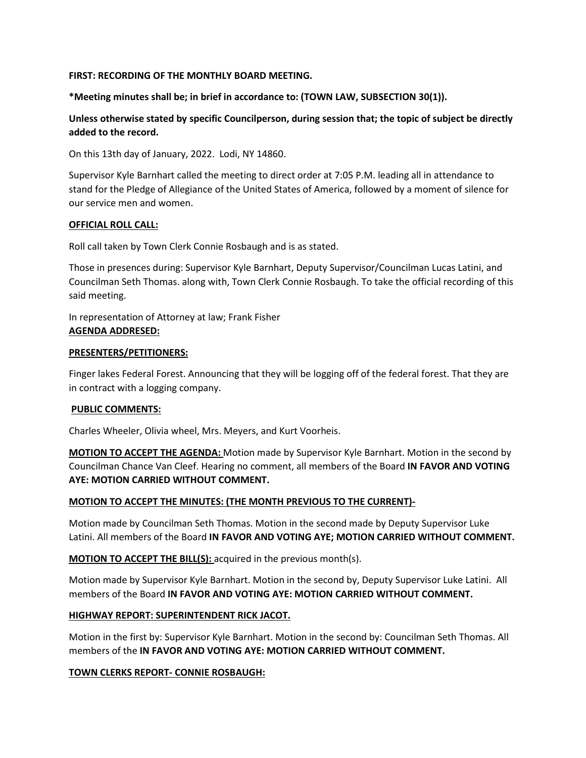**FIRST: RECORDING OF THE MONTHLY BOARD MEETING.**

***Meeting minutes shall be; in brief in accordance to: (TOWN LAW, SUBSECTION 30(1)).**

**Unless otherwise stated by specific Councilperson, during session that; the topic of subject be directly added to the record.**

On this 13th day of January, 2022. Lodi, NY 14860.

Supervisor Kyle Barnhart called the meeting to direct order at 7:05 P.M. leading all in attendance to stand for the Pledge of Allegiance of the United States of America, followed by a moment of silence for our service men and women.

**OFFICIAL ROLL CALL:**

Roll call taken by Town Clerk Connie Rosbaugh and is as stated.

Those in presences during: Supervisor Kyle Barnhart, Deputy Supervisor/Councilman Lucas Latini, and Councilman Seth Thomas. along with, Town Clerk Connie Rosbaugh. To take the official recording of this said meeting.

In representation of Attorney at law; Frank Fisher

**AGENDA ADDRESED:**

**PRESENTERS/PETITIONERS:**

Finger lakes Federal Forest. Announcing that they will be logging off of the federal forest. That they are in contract with a logging company.

**PUBLIC COMMENTS:**

Charles Wheeler, Olivia wheel, Mrs. Meyers, and Kurt Voorheis.

**MOTION TO ACCEPT THE AGENDA:** Motion made by Supervisor Kyle Barnhart. Motion in the second by Councilman Chance Van Cleef. Hearing no comment, all members of the Board **IN FAVOR AND VOTING AYE: MOTION CARRIED WITHOUT COMMENT.**

**MOTION TO ACCEPT THE MINUTES: (THE MONTH PREVIOUS TO THE CURRENT)-**

Motion made by Councilman Seth Thomas. Motion in the second made by Deputy Supervisor Luke Latini. All members of the Board **IN FAVOR AND VOTING AYE; MOTION CARRIED WITHOUT COMMENT.**

**MOTION TO ACCEPT THE BILL(S):** acquired in the previous month(s).

Motion made by Supervisor Kyle Barnhart. Motion in the second by, Deputy Supervisor Luke Latini. All members of the Board **IN FAVOR AND VOTING AYE: MOTION CARRIED WITHOUT COMMENT.**

**HIGHWAY REPORT: SUPERINTENDENT RICK JACOT.**

Motion in the first by: Supervisor Kyle Barnhart. Motion in the second by: Councilman Seth Thomas. All members of the **IN FAVOR AND VOTING AYE: MOTION CARRIED WITHOUT COMMENT.**

**TOWN CLERKS REPORT- CONNIE ROSBAUGH:**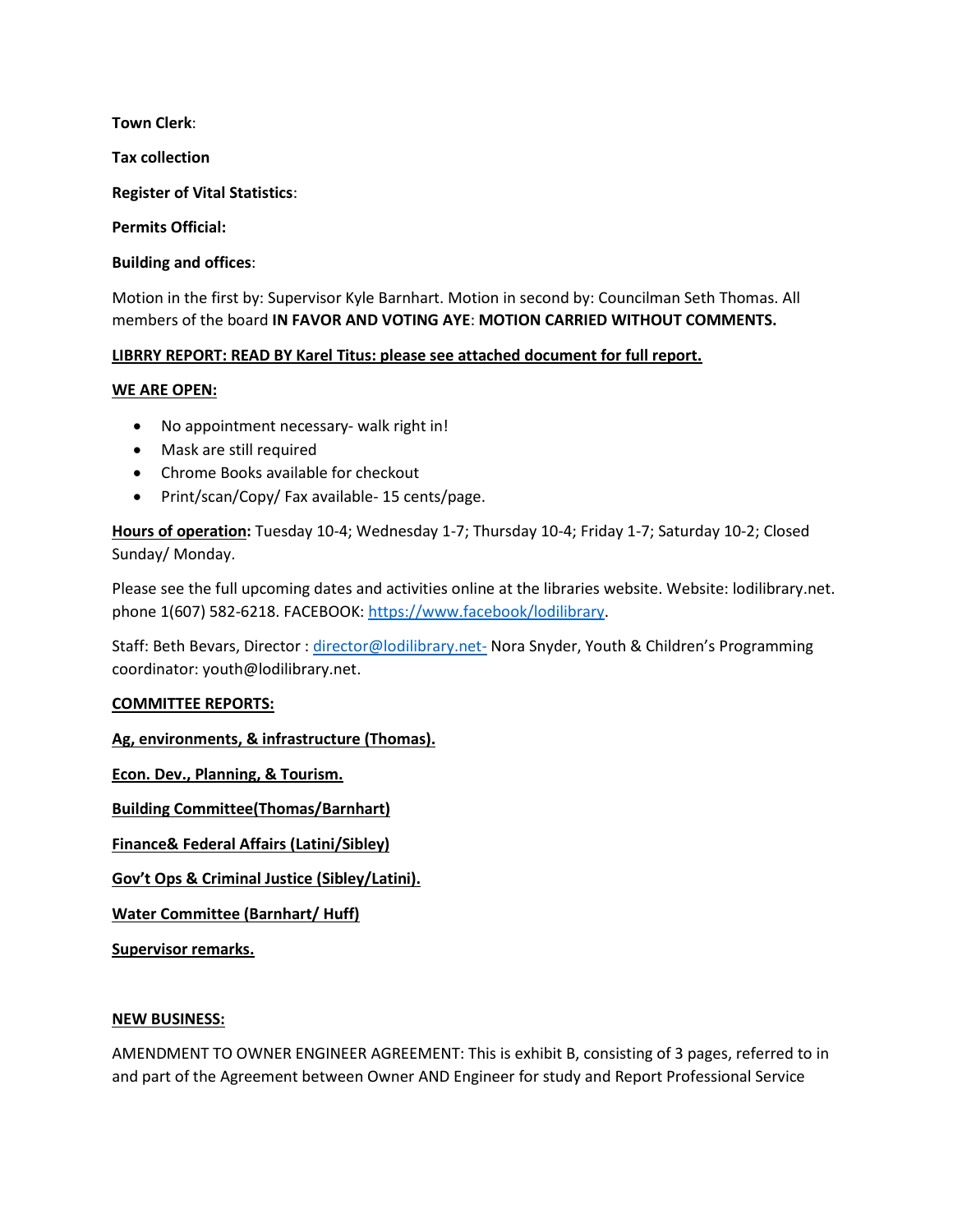**Town Clerk**:

**Tax collection**

**Register of Vital Statistics**:

**Permits Official:**

**Building and offices**:

Motion in the first by: Supervisor Kyle Barnhart. Motion in second by: Councilman Seth Thomas. All members of the board **IN FAVOR AND VOTING AYE**: **MOTION CARRIED WITHOUT COMMENTS.**

**LIBRRY REPORT: READ BY Karel Titus: please see attached document for full report.**

**WE ARE OPEN:**

- No appointment necessary- walk right in!
- Mask are still required
- Chrome Books available for checkout
- Print/scan/Copy/ Fax available- 15 cents/page.

**Hours of operation:** Tuesday 10-4; Wednesday 1-7; Thursday 10-4; Friday 1-7; Saturday 10-2; Closed Sunday/ Monday.

Please see the full upcoming dates and activities online at the libraries website. Website: lodilibrary.net. phone 1(607) 582-6218. FACEBOOK: https://www.facebook/lodilibrary.

Staff: Beth Bevars, Director : director@lodilibrary.net- Nora Snyder, Youth & Children's Programming coordinator: youth@lodilibrary.net.

**COMMITTEE REPORTS:**

**Ag, environments, & infrastructure (Thomas).**

**Econ. Dev., Planning, & Tourism.**

**Building Committee(Thomas/Barnhart)**

**Finance& Federal Affairs (Latini/Sibley)**

**Gov't Ops & Criminal Justice (Sibley/Latini).**

**Water Committee (Barnhart/ Huff)**

**Supervisor remarks.**

**NEW BUSINESS:**

AMENDMENT TO OWNER ENGINEER AGREEMENT: This is exhibit B, consisting of 3 pages, referred to in and part of the Agreement between Owner AND Engineer for study and Report Professional Service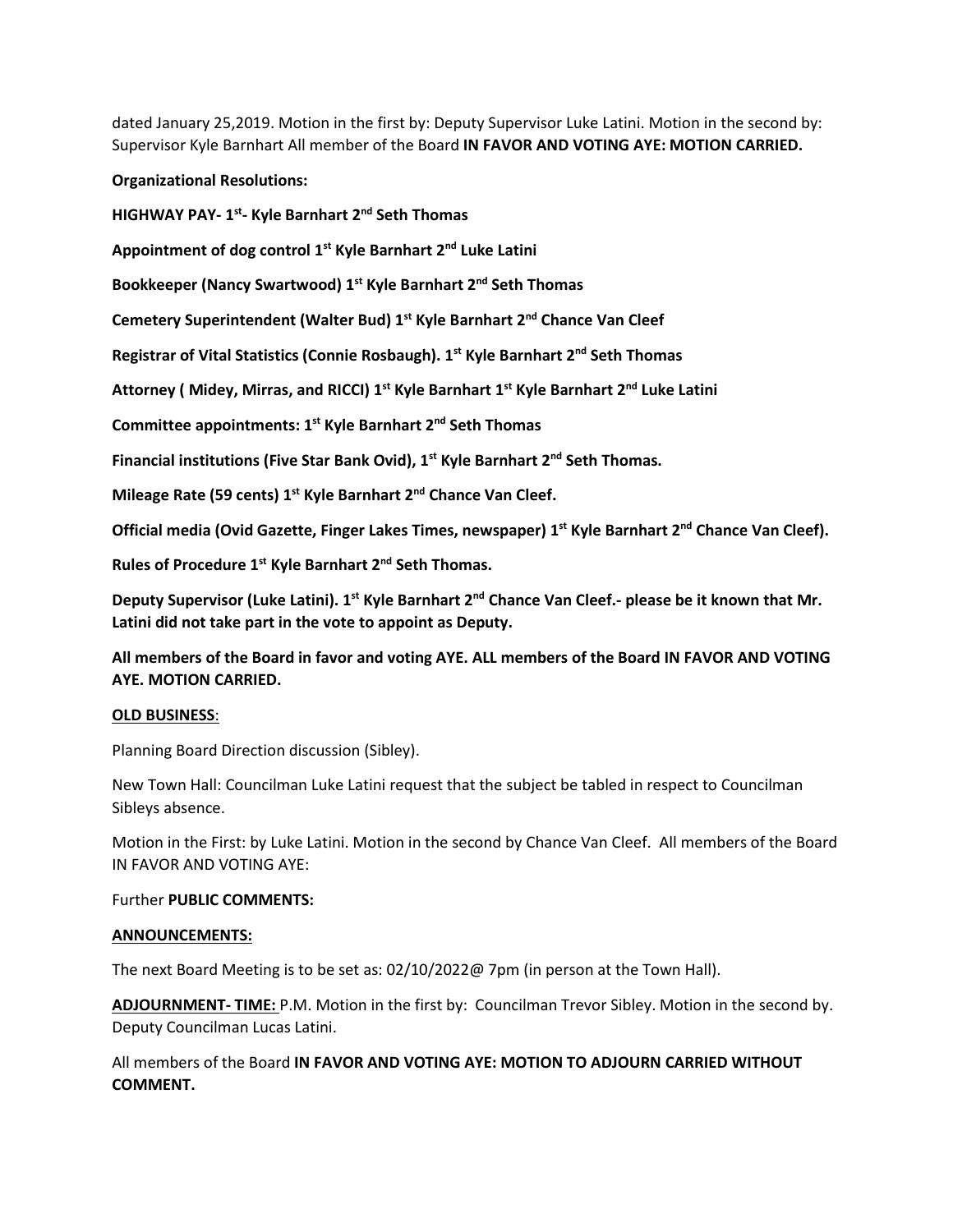dated January 25,2019. Motion in the first by: Deputy Supervisor Luke Latini. Motion in the second by: Supervisor Kyle Barnhart All member of the Board **IN FAVOR AND VOTING AYE: MOTION CARRIED.**

**Organizational Resolutions:**

**HIGHWAY PAY- 1st- Kyle Barnhart 2nd Seth Thomas**

**Appointment of dog control 1st Kyle Barnhart 2nd Luke Latini**

**Bookkeeper (Nancy Swartwood) 1st Kyle Barnhart 2nd Seth Thomas**

**Cemetery Superintendent (Walter Bud) 1st Kyle Barnhart 2nd Chance Van Cleef**

**Registrar of Vital Statistics (Connie Rosbaugh). 1st Kyle Barnhart 2nd Seth Thomas**

**Attorney ( Midey, Mirras, and RICCI) 1st Kyle Barnhart 1st Kyle Barnhart 2nd Luke Latini**

**Committee appointments: 1st Kyle Barnhart 2nd Seth Thomas**

**Financial institutions (Five Star Bank Ovid), 1st Kyle Barnhart 2nd Seth Thomas.**

**Mileage Rate (59 cents) 1st Kyle Barnhart 2nd Chance Van Cleef.**

**Official media (Ovid Gazette, Finger Lakes Times, newspaper) 1st Kyle Barnhart 2nd Chance Van Cleef).**

**Rules of Procedure 1st Kyle Barnhart 2nd Seth Thomas.**

**Deputy Supervisor (Luke Latini). 1st Kyle Barnhart 2nd Chance Van Cleef.- please be it known that Mr. Latini did not take part in the vote to appoint as Deputy.**

**All members of the Board in favor and voting AYE. ALL members of the Board IN FAVOR AND VOTING AYE. MOTION CARRIED.**

**OLD BUSINESS**:

Planning Board Direction discussion (Sibley).

New Town Hall: Councilman Luke Latini request that the subject be tabled in respect to Councilman Sibleys absence.

Motion in the First: by Luke Latini. Motion in the second by Chance Van Cleef. All members of the Board IN FAVOR AND VOTING AYE:

Further **PUBLIC COMMENTS:**

**ANNOUNCEMENTS:**

The next Board Meeting is to be set as: 02/10/2022@ 7pm (in person at the Town Hall).

**ADJOURNMENT- TIME:** P.M. Motion in the first by: Councilman Trevor Sibley. Motion in the second by. Deputy Councilman Lucas Latini.

All members of the Board **IN FAVOR AND VOTING AYE: MOTION TO ADJOURN CARRIED WITHOUT COMMENT.**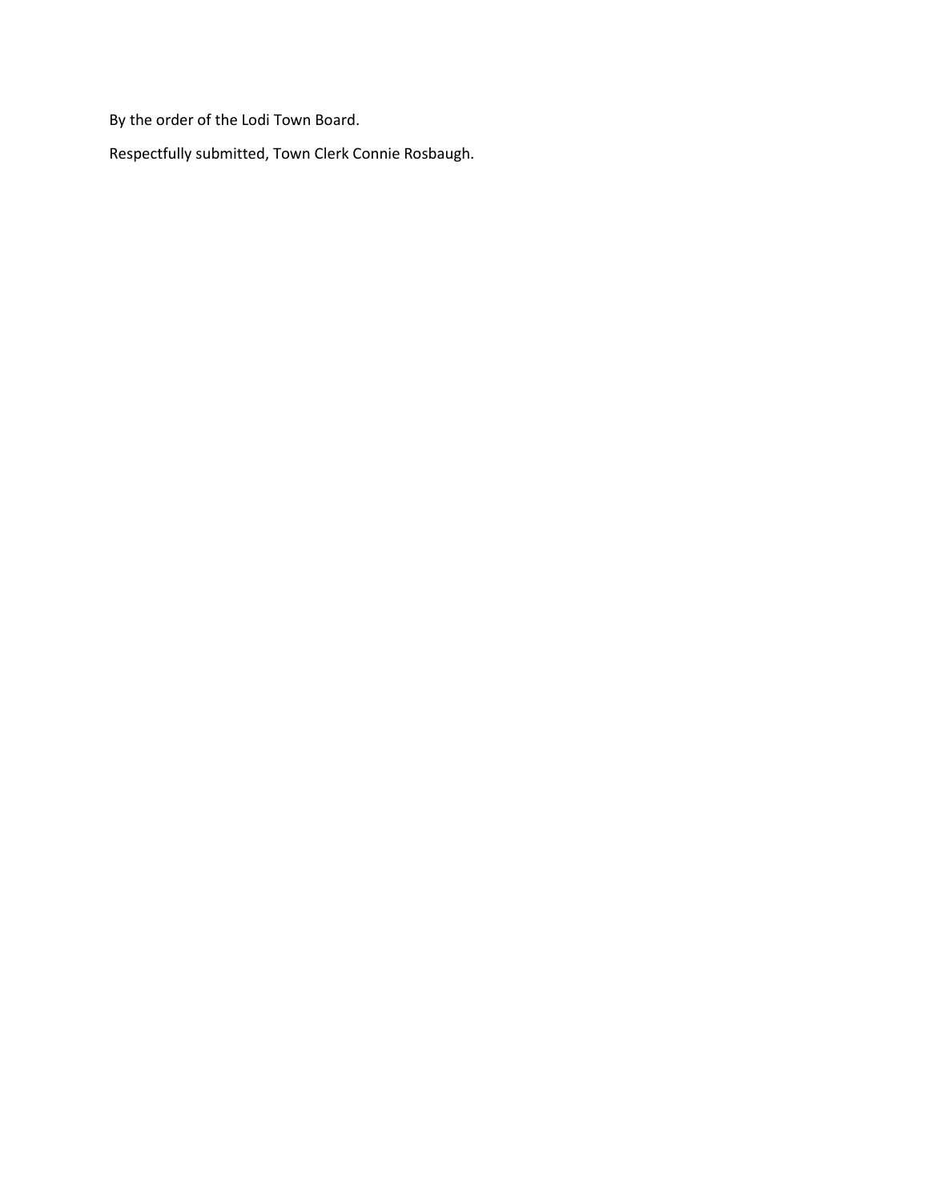By the order of the Lodi Town Board.

Respectfully submitted, Town Clerk Connie Rosbaugh.